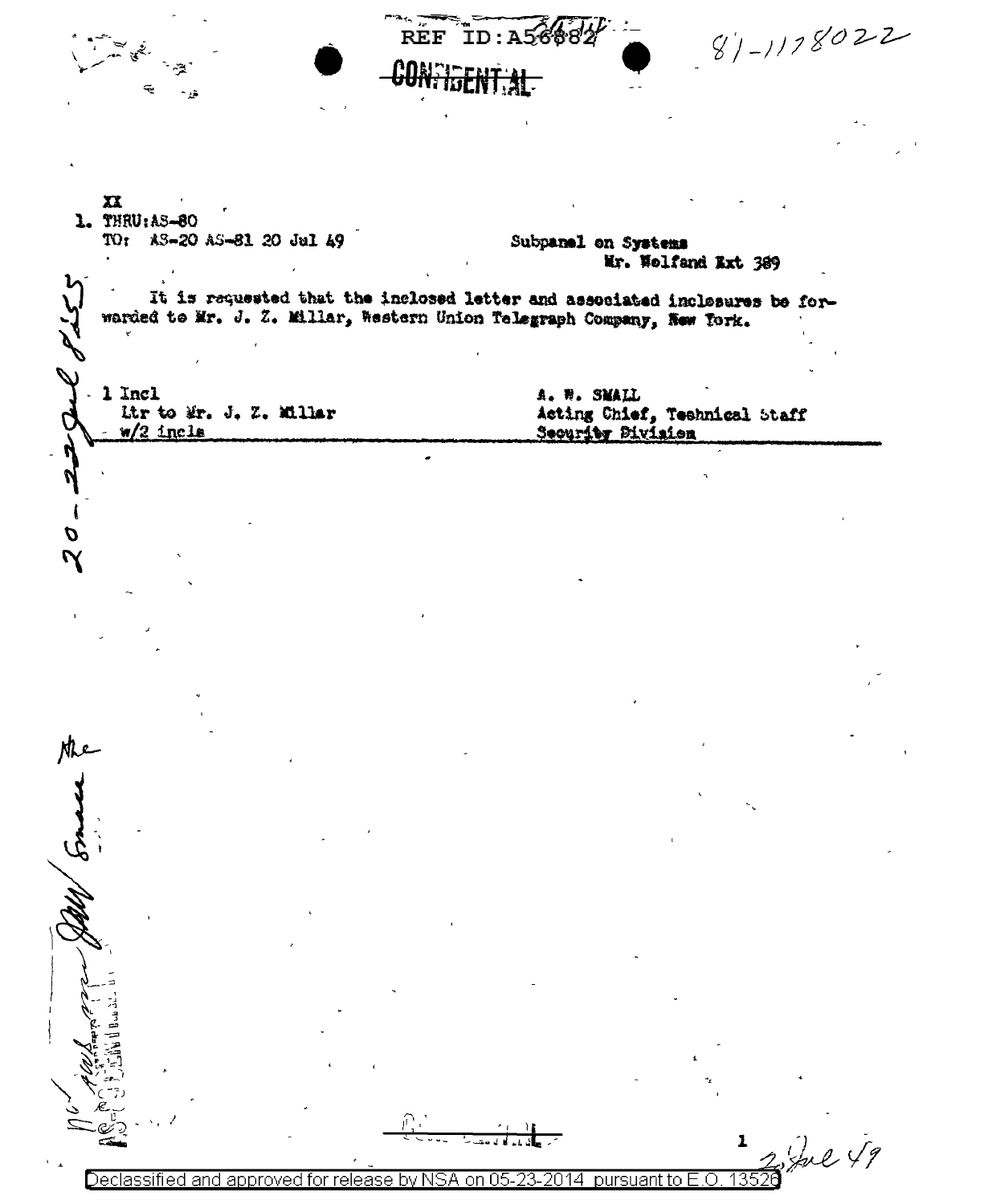REF ID:A56882

81-1178022

~~CONFIDENTIAL~~

XX

1. THRU: AS-80
TO: AS-20 AS-81 20 Jul 49

Subpanel on Systems
Mr. Wolfand Ext 389

It is requested that the inclosed letter and associated inclosures be forwarded to Mr. J. Z. Millar, Western Union Telegraph Company, New York.

1 Incl
Ltr to Mr. J. Z. Millar
w/2 incls

A. W. SMALL
Acting Chief, Technical Staff
Security Division

Declassified and approved for release by NSA on 05-23-2014 pursuant to E.O. 13526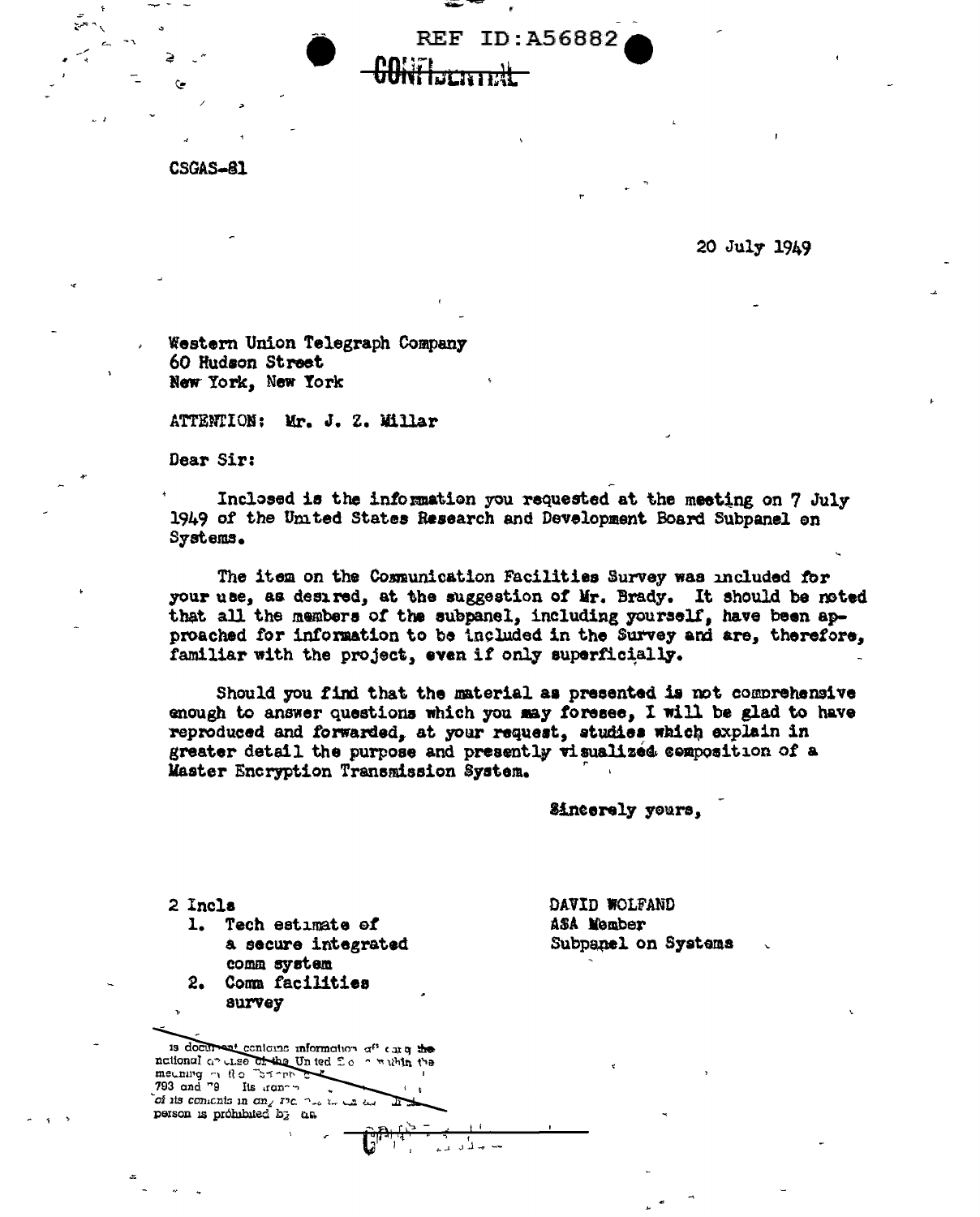REF ID:A56882

CONFIDENTIAL

CSGAS-81

20 July 1949

Western Union Telegraph Company
60 Hudson Street
New York, New York

ATTENTION: Mr. J. Z. Millar

Dear Sir:

Inclosed is the information you requested at the meeting on 7 July 1949 of the United States Research and Development Board Subpanel on Systems.

The item on the Communication Facilities Survey was included for your use, as desired, at the suggestion of Mr. Brady. It should be noted that all the members of the subpanel, including yourself, have been approached for information to be included in the Survey and are, therefore, familiar with the project, even if only superficially.

Should you find that the material as presented is not comprehensive enough to answer questions which you may foresee, I will be glad to have reproduced and forwarded, at your request, studies which explain in greater detail the purpose and presently visualized composition of a Master Encryption Transmission System.

Sincerely yours,

DAVID WOLFAND
ASA Member
Subpanel on Systems

2 Incls
1. Tech estimate of a secure integrated comm system
2. Comm facilities survey

is document contains information affecting the national defense of the United States within the meaning of the Espionage Act, 50 U.S.C. 31 and 32, as amended. Its transmission or the revelation of its contents in any manner to an unauthorized person is prohibited by law.

CONFIDENTIAL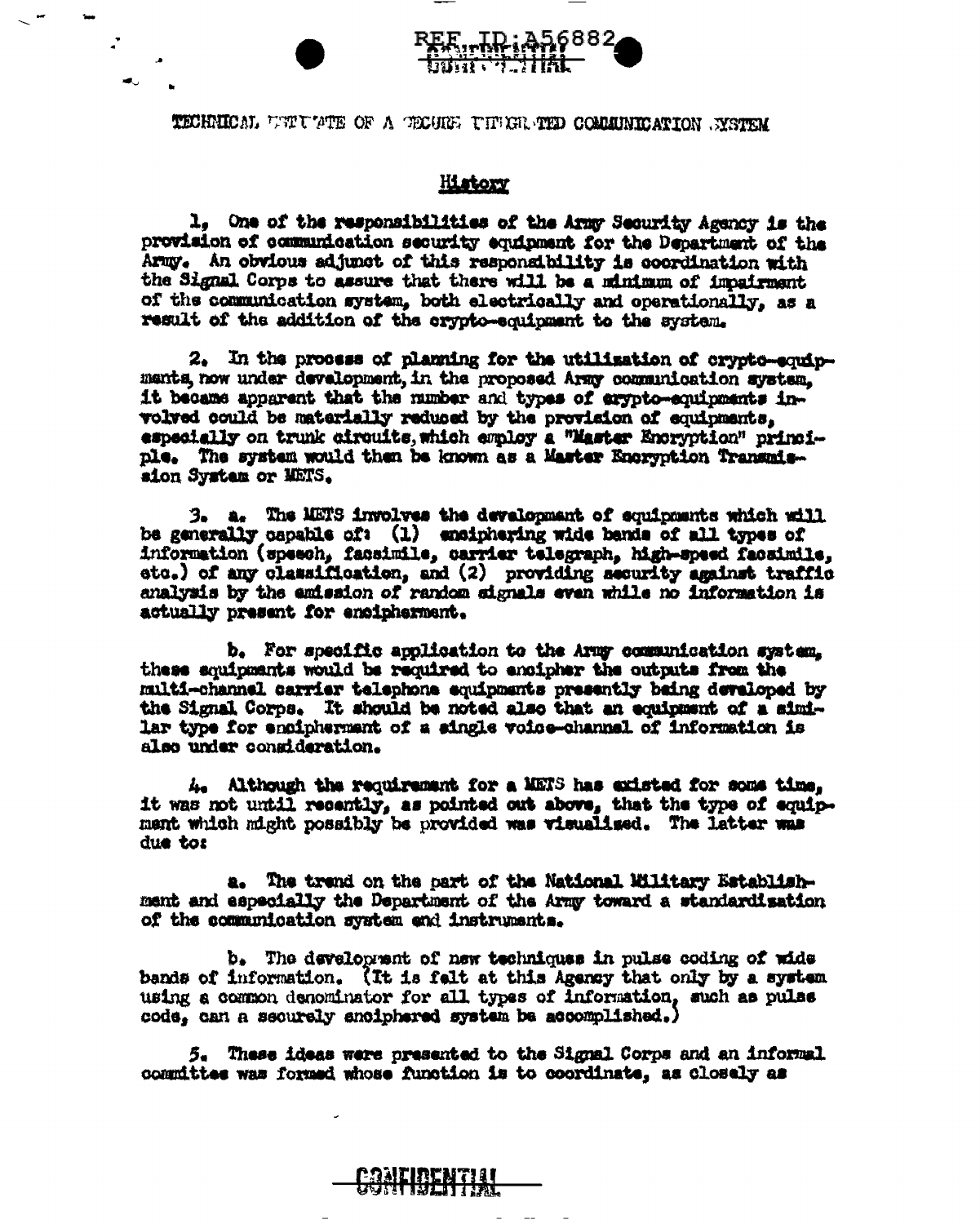TECHNICAL ESTIMATE OF A SECURE INTEGRATED COMMUNICATION SYSTEM

## History

1. One of the responsibilities of the Army Security Agency is the provision of communication security equipment for the Department of the Army. An obvious adjunct of this responsibility is coordination with the Signal Corps to assure that there will be a minimum of impairment of the communication system, both electrically and operationally, as a result of the addition of the crypto-equipment to the system.

2. In the process of planning for the utilization of crypto-equipments, now under development, in the proposed Army communication system, it became apparent that the number and types of crypto-equipments involved could be materially reduced by the provision of equipments, especially on trunk circuits, which employ a "Master Encryption" principle. The system would then be known as a Master Encryption Transmission System or METS.

3. a. The METS involves the development of equipments which will be generally capable of: (1) enciphering wide bands of all types of information (speech, facsimile, carrier telegraph, high-speed facsimile, etc.) of any classification, and (2) providing security against traffic analysis by the emission of random signals even while no information is actually present for encipherment.

b. For specific application to the Army communication system, these equipments would be required to encipher the outputs from the multi-channel carrier telephone equipments presently being developed by the Signal Corps. It should be noted also that an equipment of a similar type for encipherment of a single voice-channel of information is also under consideration.

4. Although the requirement for a METS has existed for some time, it was not until recently, as pointed out above, that the type of equipment which might possibly be provided was visualized. The latter was due to:

a. The trend on the part of the National Military Establishment and especially the Department of the Army toward a standardization of the communication system and instruments.

b. The development of new techniques in pulse coding of wide bands of information. (It is felt at this Agency that only by a system using a common denominator for all types of information, such as pulse code, can a securely enciphered system be accomplished.)

5. These ideas were presented to the Signal Corps and an informal committee was formed whose function is to coordinate, as closely as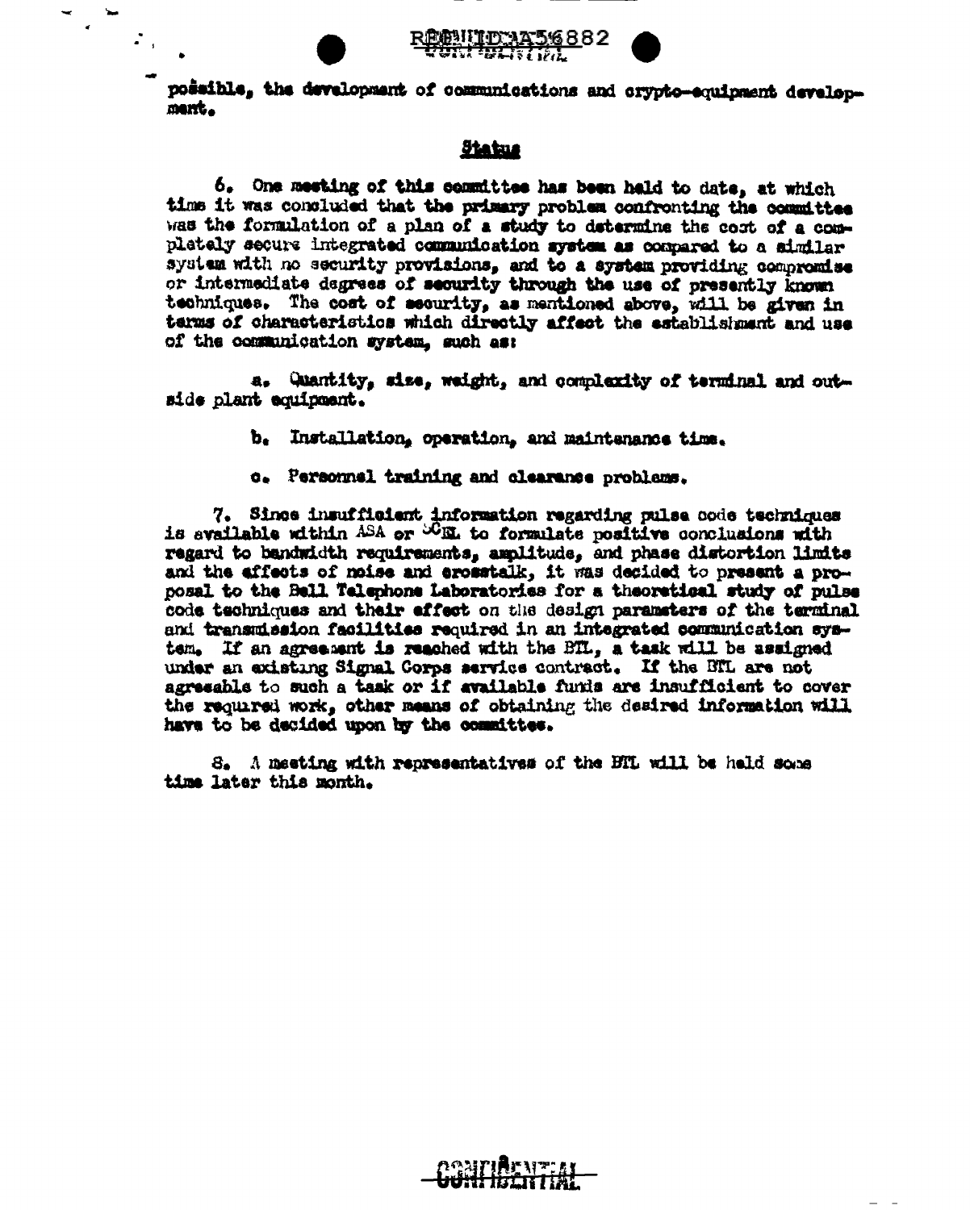possible, the development of communications and crypto-equipment development.

## Status

6. One meeting of this committee has been held to date, at which time it was concluded that the primary problem confronting the committee was the formulation of a plan of a study to determine the cost of a completely secure integrated communication system as compared to a similar system with no security provisions, and to a system providing compromise or intermediate degrees of security through the use of presently known techniques. The cost of security, as mentioned above, will be given in terms of characteristics which directly affect the establishment and use of the communication system, such as:

a. Quantity, size, weight, and complexity of terminal and outside plant equipment.

b. Installation, operation, and maintenance time.

c. Personnel training and clearance problems.

7. Since insufficient information regarding pulse code techniques is available within ASA or SCEL to formulate positive conclusions with regard to bandwidth requirements, amplitude, and phase distortion limits and the effects of noise and crosstalk, it was decided to present a proposal to the Bell Telephone Laboratories for a theoretical study of pulse code techniques and their effect on the design parameters of the terminal and transmission facilities required in an integrated communication system. If an agreement is reached with the BTL, a task will be assigned under an existing Signal Corps service contract. If the BTL are not agreeable to such a task or if available funds are insufficient to cover the required work, other means of obtaining the desired information will have to be decided upon by the committee.

8. A meeting with representatives of the BTL will be held some time later this month.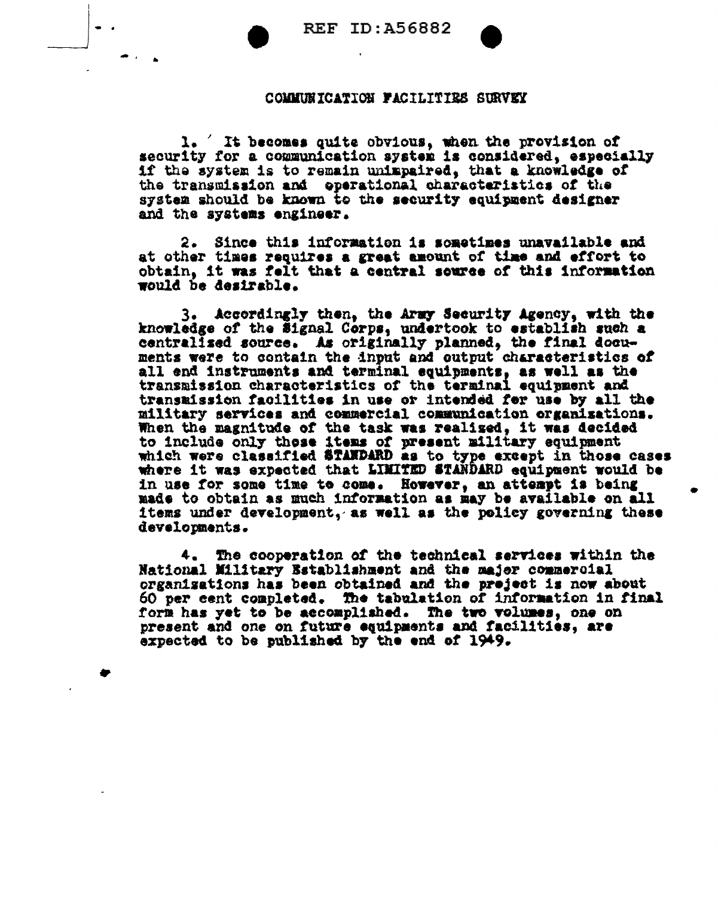## COMMUNICATION FACILITIES SURVEY

1. It becomes quite obvious, when the provision of security for a communication system is considered, especially if the system is to remain unimpaired, that a knowledge of the transmission and operational characteristics of the system should be known to the security equipment designer and the systems engineer.

2. Since this information is sometimes unavailable and at other times requires a great amount of time and effort to obtain, it was felt that a central source of this information would be desirable.

3. Accordingly then, the Army Security Agency, with the knowledge of the Signal Corps, undertook to establish such a centralized source. As originally planned, the final documents were to contain the input and output characteristics of all end instruments and terminal equipments, as well as the transmission characteristics of the terminal equipment and transmission facilities in use or intended for use by all the military services and commercial communication organizations. When the magnitude of the task was realized, it was decided to include only those items of present military equipment which were classified STANDARD as to type except in those cases where it was expected that LIMITED STANDARD equipment would be in use for some time to come. However, an attempt is being made to obtain as much information as may be available on all items under development, as well as the policy governing these developments.

4. The cooperation of the technical services within the National Military Establishment and the major commercial organizations has been obtained and the project is now about 60 per cent completed. The tabulation of information in final form has yet to be accomplished. The two volumes, one on present and one on future equipments and facilities, are expected to be published by the end of 1949.